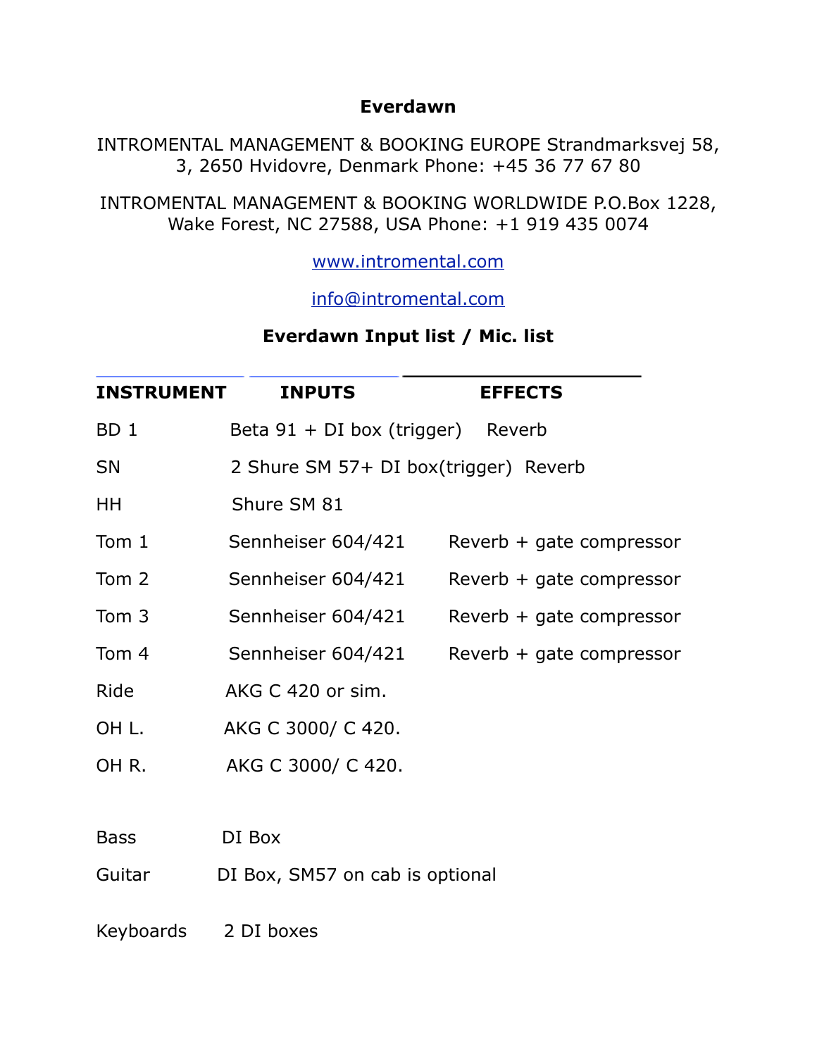# Everdawn

INTROMENTAL MANAGEMENT & BOOKING EUROPE Strandmarksvej 58, 3, 2650 Hvidovre, Denmark Phone: +45 36 77 67 80

INTROMENTAL MANAGEMENT & BOOKING WORLDWIDE P.O.Box 1228, Wake Forest, NC 27588, USA Phone: +1 919 435 0074

www.intromental.com

info@intromental.com

## Everdawn Input list / Mic. list

| INSTRUMENT | INPUTS | EFFECTS |
|---|---|---|
| BD 1 | Beta 91 + DI box (trigger) | Reverb |
| SN | 2 Shure SM 57+ DI box(trigger) | Reverb |
| HH | Shure SM 81 | |
| Tom 1 | Sennheiser 604/421 | Reverb + gate compressor |
| Tom 2 | Sennheiser 604/421 | Reverb + gate compressor |
| Tom 3 | Sennheiser 604/421 | Reverb + gate compressor |
| Tom 4 | Sennheiser 604/421 | Reverb + gate compressor |
| Ride | AKG C 420 or sim. | |
| OH L. | AKG C 3000/ C 420. | |
| OH R. | AKG C 3000/ C 420. | |
| Bass | DI Box | |
| Guitar | DI Box, SM57 on cab is optional | |
| Keyboards | 2 DI boxes | |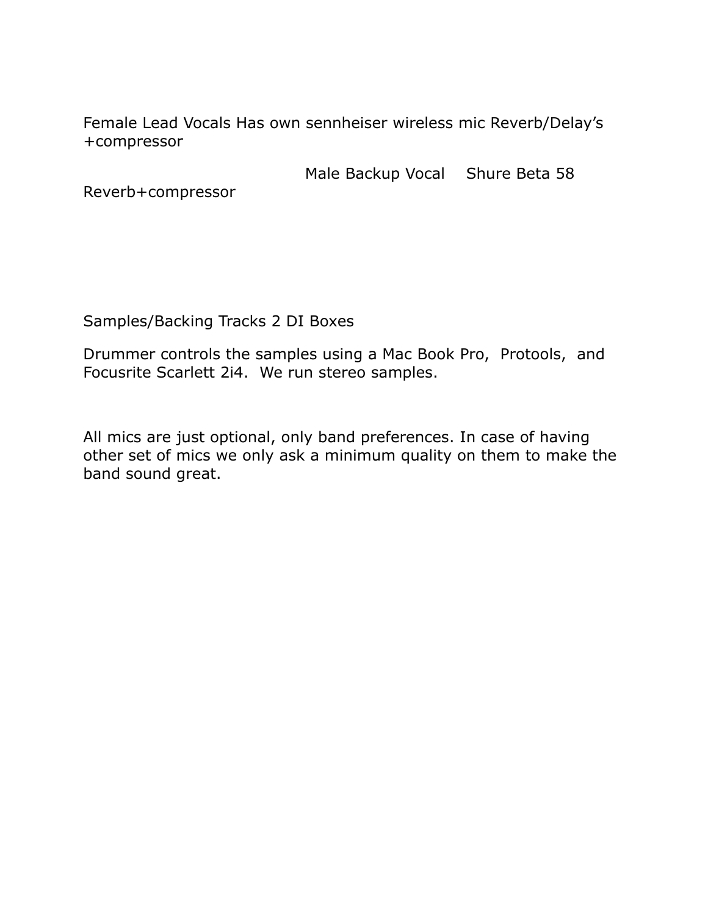Female Lead Vocals Has own sennheiser wireless mic Reverb/Delay's +compressor

Male Backup Vocal Shure Beta 58 Reverb+compressor

Samples/Backing Tracks 2 DI Boxes

Drummer controls the samples using a Mac Book Pro, Protools, and Focusrite Scarlett 2i4. We run stereo samples.

All mics are just optional, only band preferences. In case of having other set of mics we only ask a minimum quality on them to make the band sound great.